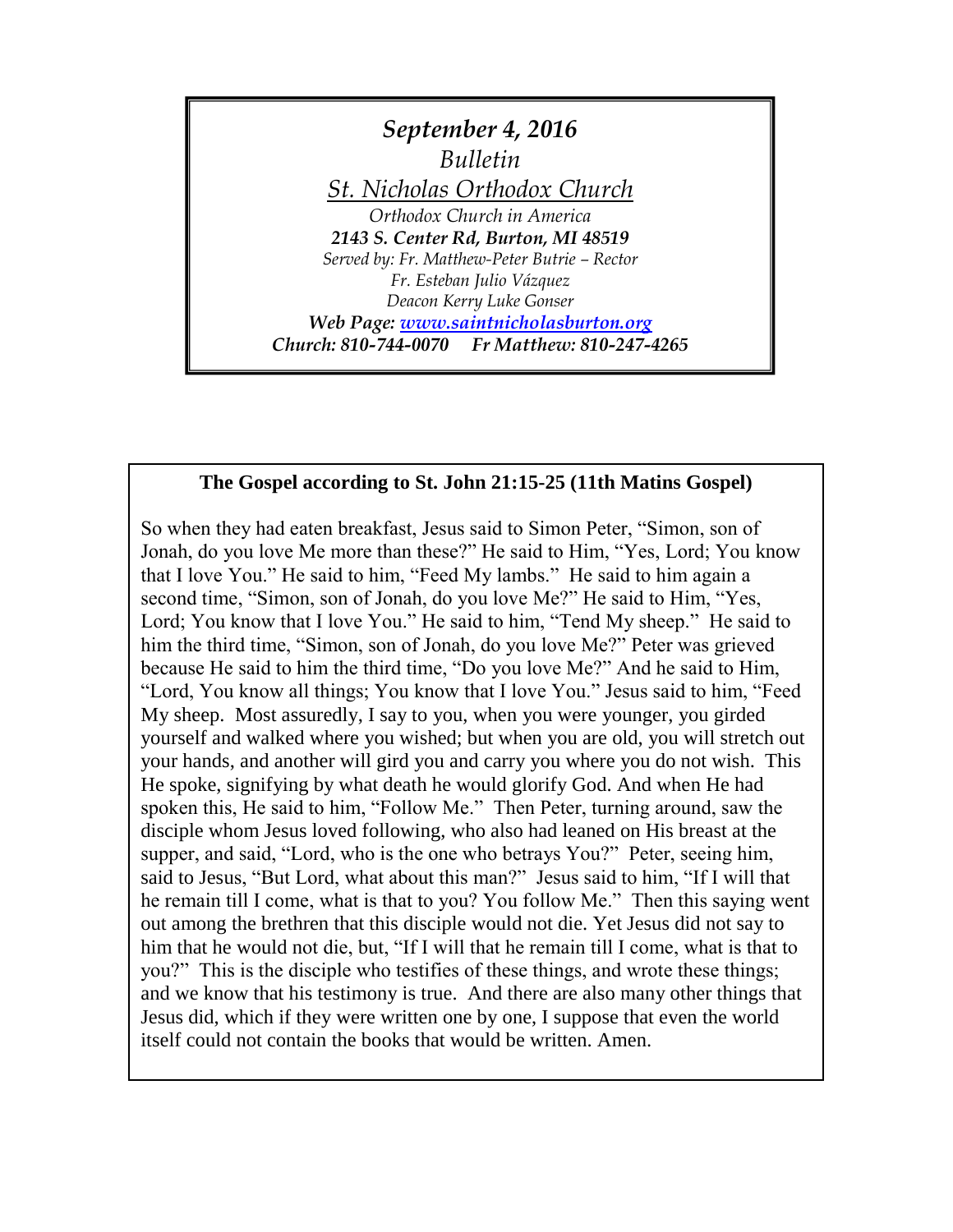*September 4, 2016*

*Bulletin*

*St. Nicholas Orthodox Church*

*Orthodox Church in America*

***2143 S. Center Rd, Burton, MI 48519***

*Served by: Fr. Matthew-Peter Butrie – Rector*

*Fr. Esteban Julio Vázquez*

*Deacon Kerry Luke Gonser*

***Web Page: www.saintnicholasburton.org***

***Church: 810-744-0070 Fr Matthew: 810-247-4265***

**The Gospel according to St. John 21:15-25 (11th Matins Gospel)**

So when they had eaten breakfast, Jesus said to Simon Peter, "Simon, son of Jonah, do you love Me more than these?" He said to Him, "Yes, Lord; You know that I love You." He said to him, "Feed My lambs." He said to him again a second time, "Simon, son of Jonah, do you love Me?" He said to Him, "Yes, Lord; You know that I love You." He said to him, "Tend My sheep." He said to him the third time, "Simon, son of Jonah, do you love Me?" Peter was grieved because He said to him the third time, "Do you love Me?" And he said to Him, "Lord, You know all things; You know that I love You." Jesus said to him, "Feed My sheep. Most assuredly, I say to you, when you were younger, you girded yourself and walked where you wished; but when you are old, you will stretch out your hands, and another will gird you and carry you where you do not wish. This He spoke, signifying by what death he would glorify God. And when He had spoken this, He said to him, "Follow Me." Then Peter, turning around, saw the disciple whom Jesus loved following, who also had leaned on His breast at the supper, and said, "Lord, who is the one who betrays You?" Peter, seeing him, said to Jesus, "But Lord, what about this man?" Jesus said to him, "If I will that he remain till I come, what is that to you? You follow Me." Then this saying went out among the brethren that this disciple would not die. Yet Jesus did not say to him that he would not die, but, "If I will that he remain till I come, what is that to you?" This is the disciple who testifies of these things, and wrote these things; and we know that his testimony is true. And there are also many other things that Jesus did, which if they were written one by one, I suppose that even the world itself could not contain the books that would be written. Amen.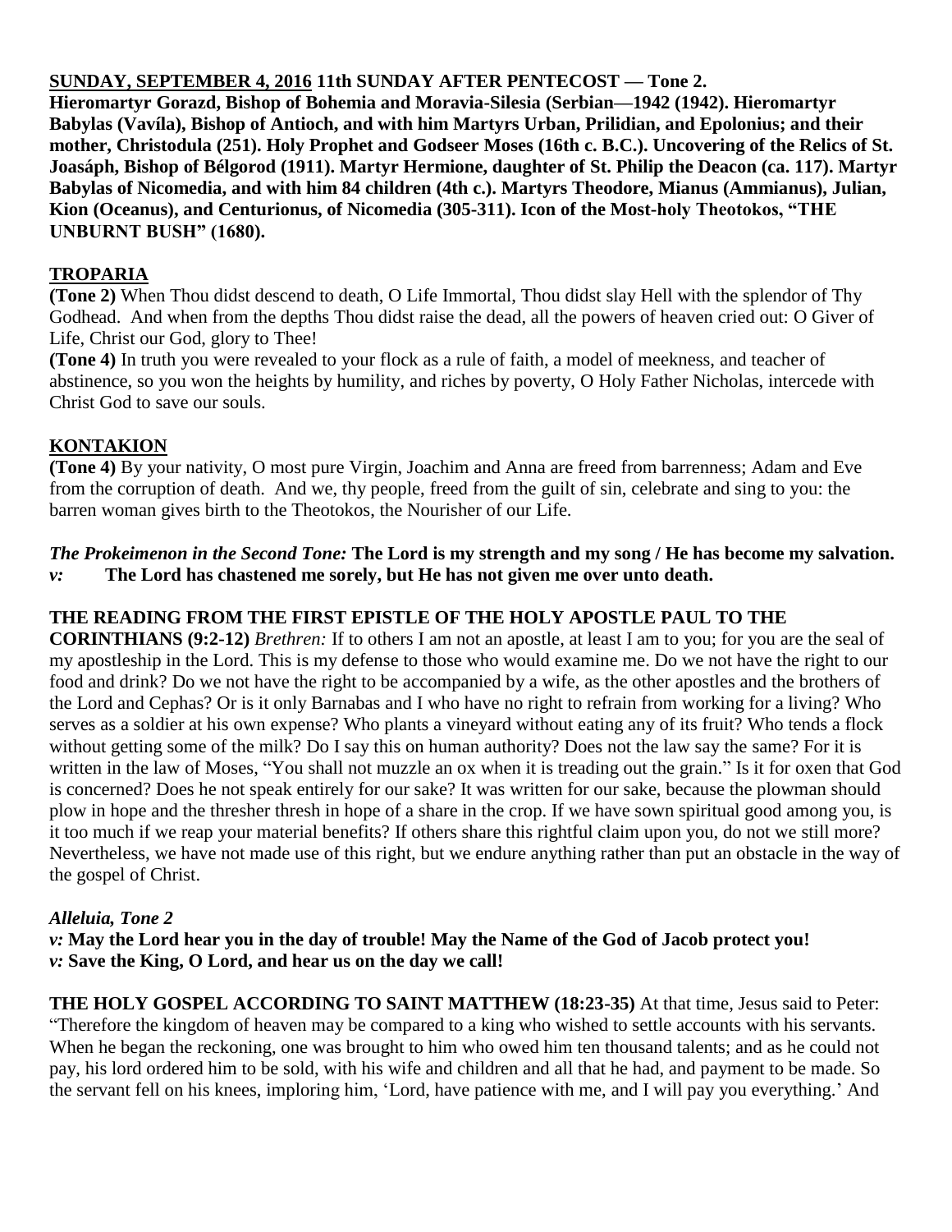**SUNDAY, SEPTEMBER 4, 2016 11th SUNDAY AFTER PENTECOST — Tone 2.**

**Hieromartyr Gorazd, Bishop of Bohemia and Moravia-Silesia (Serbian—1942 (1942). Hieromartyr Babylas (Vavíla), Bishop of Antioch, and with him Martyrs Urban, Prilidian, and Epolonius; and their mother, Christodula (251). Holy Prophet and Godseer Moses (16th c. B.C.). Uncovering of the Relics of St. Joasáph, Bishop of Bélgorod (1911). Martyr Hermione, daughter of St. Philip the Deacon (ca. 117). Martyr Babylas of Nicomedia, and with him 84 children (4th c.). Martyrs Theodore, Mianus (Ammianus), Julian, Kion (Oceanus), and Centurionus, of Nicomedia (305-311). Icon of the Most-holy Theotokos, "THE UNBURNT BUSH" (1680).**

## TROPARIA

**(Tone 2)** When Thou didst descend to death, O Life Immortal, Thou didst slay Hell with the splendor of Thy Godhead. And when from the depths Thou didst raise the dead, all the powers of heaven cried out: O Giver of Life, Christ our God, glory to Thee!

**(Tone 4)** In truth you were revealed to your flock as a rule of faith, a model of meekness, and teacher of abstinence, so you won the heights by humility, and riches by poverty, O Holy Father Nicholas, intercede with Christ God to save our souls.

## KONTAKION

**(Tone 4)** By your nativity, O most pure Virgin, Joachim and Anna are freed from barrenness; Adam and Eve from the corruption of death. And we, thy people, freed from the guilt of sin, celebrate and sing to you: the barren woman gives birth to the Theotokos, the Nourisher of our Life.

***The Prokeimenon in the Second Tone:*** **The Lord is my strength and my song / He has become my salvation.**
***v:*** **The Lord has chastened me sorely, but He has not given me over unto death.**

**THE READING FROM THE FIRST EPISTLE OF THE HOLY APOSTLE PAUL TO THE CORINTHIANS (9:2-12)** *Brethren:* If to others I am not an apostle, at least I am to you; for you are the seal of my apostleship in the Lord. This is my defense to those who would examine me. Do we not have the right to our food and drink? Do we not have the right to be accompanied by a wife, as the other apostles and the brothers of the Lord and Cephas? Or is it only Barnabas and I who have no right to refrain from working for a living? Who serves as a soldier at his own expense? Who plants a vineyard without eating any of its fruit? Who tends a flock without getting some of the milk? Do I say this on human authority? Does not the law say the same? For it is written in the law of Moses, "You shall not muzzle an ox when it is treading out the grain." Is it for oxen that God is concerned? Does he not speak entirely for our sake? It was written for our sake, because the plowman should plow in hope and the thresher thresh in hope of a share in the crop. If we have sown spiritual good among you, is it too much if we reap your material benefits? If others share this rightful claim upon you, do not we still more? Nevertheless, we have not made use of this right, but we endure anything rather than put an obstacle in the way of the gospel of Christ.

***Alleluia, Tone 2***
***v:*** **May the Lord hear you in the day of trouble! May the Name of the God of Jacob protect you!**
***v:*** **Save the King, O Lord, and hear us on the day we call!**

**THE HOLY GOSPEL ACCORDING TO SAINT MATTHEW (18:23-35)** At that time, Jesus said to Peter: "Therefore the kingdom of heaven may be compared to a king who wished to settle accounts with his servants. When he began the reckoning, one was brought to him who owed him ten thousand talents; and as he could not pay, his lord ordered him to be sold, with his wife and children and all that he had, and payment to be made. So the servant fell on his knees, imploring him, 'Lord, have patience with me, and I will pay you everything.' And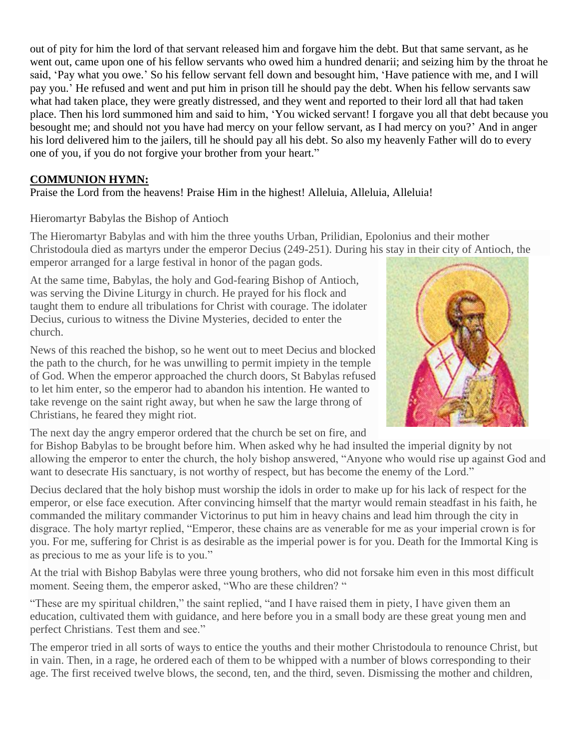out of pity for him the lord of that servant released him and forgave him the debt. But that same servant, as he went out, came upon one of his fellow servants who owed him a hundred denarii; and seizing him by the throat he said, 'Pay what you owe.' So his fellow servant fell down and besought him, 'Have patience with me, and I will pay you.' He refused and went and put him in prison till he should pay the debt. When his fellow servants saw what had taken place, they were greatly distressed, and they went and reported to their lord all that had taken place. Then his lord summoned him and said to him, 'You wicked servant! I forgave you all that debt because you besought me; and should not you have had mercy on your fellow servant, as I had mercy on you?' And in anger his lord delivered him to the jailers, till he should pay all his debt. So also my heavenly Father will do to every one of you, if you do not forgive your brother from your heart."

**COMMUNION HYMN:**

Praise the Lord from the heavens! Praise Him in the highest! Alleluia, Alleluia, Alleluia!

Hieromartyr Babylas the Bishop of Antioch

The Hieromartyr Babylas and with him the three youths Urban, Prilidian, Epolonius and their mother Christodoula died as martyrs under the emperor Decius (249-251). During his stay in their city of Antioch, the emperor arranged for a large festival in honor of the pagan gods.

At the same time, Babylas, the holy and God-fearing Bishop of Antioch, was serving the Divine Liturgy in church. He prayed for his flock and taught them to endure all tribulations for Christ with courage. The idolater Decius, curious to witness the Divine Mysteries, decided to enter the church.

News of this reached the bishop, so he went out to meet Decius and blocked the path to the church, for he was unwilling to permit impiety in the temple of God. When the emperor approached the church doors, St Babylas refused to let him enter, so the emperor had to abandon his intention. He wanted to take revenge on the saint right away, but when he saw the large throng of Christians, he feared they might riot.

The next day the angry emperor ordered that the church be set on fire, and for Bishop Babylas to be brought before him. When asked why he had insulted the imperial dignity by not allowing the emperor to enter the church, the holy bishop answered, "Anyone who would rise up against God and want to desecrate His sanctuary, is not worthy of respect, but has become the enemy of the Lord."

Decius declared that the holy bishop must worship the idols in order to make up for his lack of respect for the emperor, or else face execution. After convincing himself that the martyr would remain steadfast in his faith, he commanded the military commander Victorinus to put him in heavy chains and lead him through the city in disgrace. The holy martyr replied, "Emperor, these chains are as venerable for me as your imperial crown is for you. For me, suffering for Christ is as desirable as the imperial power is for you. Death for the Immortal King is as precious to me as your life is to you."

At the trial with Bishop Babylas were three young brothers, who did not forsake him even in this most difficult moment. Seeing them, the emperor asked, "Who are these children? "

"These are my spiritual children," the saint replied, "and I have raised them in piety, I have given them an education, cultivated them with guidance, and here before you in a small body are these great young men and perfect Christians. Test them and see."

The emperor tried in all sorts of ways to entice the youths and their mother Christodoula to renounce Christ, but in vain. Then, in a rage, he ordered each of them to be whipped with a number of blows corresponding to their age. The first received twelve blows, the second, ten, and the third, seven. Dismissing the mother and children,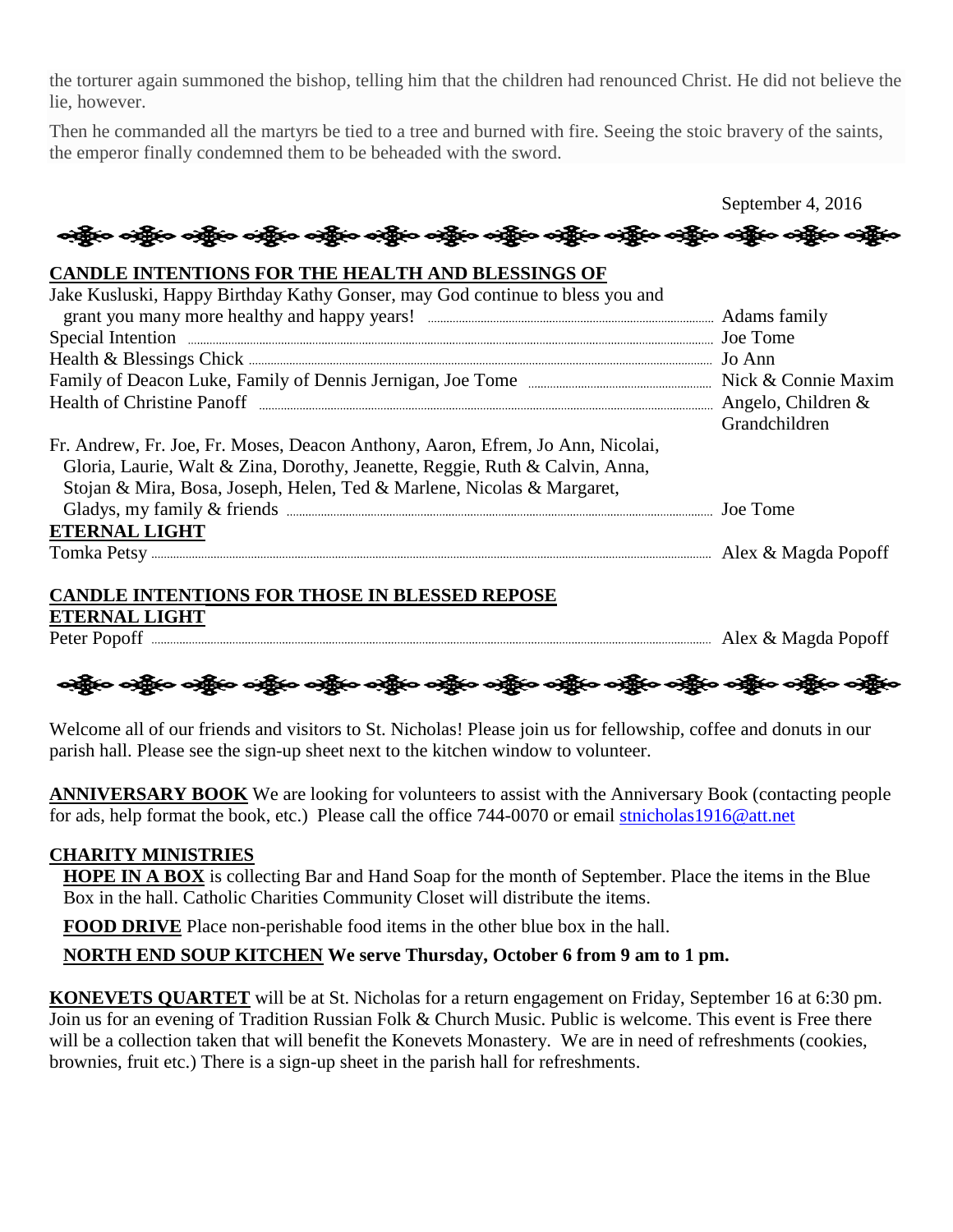the torturer again summoned the bishop, telling him that the children had renounced Christ. He did not believe the lie, however.

Then he commanded all the martyrs be tied to a tree and burned with fire. Seeing the stoic bravery of the saints, the emperor finally condemned them to be beheaded with the sword.

September 4, 2016

**CANDLE INTENTIONS FOR THE HEALTH AND BLESSINGS OF**

| | |
|---|---|
| Jake Kusluski, Happy Birthday Kathy Gonser, may God continue to bless you and grant you many more healthy and happy years! | Adams family |
| Special Intention | Joe Tome |
| Health & Blessings Chick | Jo Ann |
| Family of Deacon Luke, Family of Dennis Jernigan, Joe Tome | Nick & Connie Maxim |
| Health of Christine Panoff | Angelo, Children & Grandchildren |
| Fr. Andrew, Fr. Joe, Fr. Moses, Deacon Anthony, Aaron, Efrem, Jo Ann, Nicolai, Gloria, Laurie, Walt & Zina, Dorothy, Jeanette, Reggie, Ruth & Calvin, Anna, Stojan & Mira, Bosa, Joseph, Helen, Ted & Marlene, Nicolas & Margaret, Gladys, my family & friends | Joe Tome |

**ETERNAL LIGHT**

| | |
|---|---|
| Tomka Petsy | Alex & Magda Popoff |

**CANDLE INTENTIONS FOR THOSE IN BLESSED REPOSE**

**ETERNAL LIGHT**

| | |
|---|---|
| Peter Popoff | Alex & Magda Popoff |

Welcome all of our friends and visitors to St. Nicholas! Please join us for fellowship, coffee and donuts in our parish hall. Please see the sign-up sheet next to the kitchen window to volunteer.

**ANNIVERSARY BOOK** We are looking for volunteers to assist with the Anniversary Book (contacting people for ads, help format the book, etc.) Please call the office 744-0070 or email stnicholas1916@att.net

**CHARITY MINISTRIES**

**HOPE IN A BOX** is collecting Bar and Hand Soap for the month of September. Place the items in the Blue Box in the hall. Catholic Charities Community Closet will distribute the items.

**FOOD DRIVE** Place non-perishable food items in the other blue box in the hall.

**NORTH END SOUP KITCHEN We serve Thursday, October 6 from 9 am to 1 pm.**

**KONEVETS QUARTET** will be at St. Nicholas for a return engagement on Friday, September 16 at 6:30 pm. Join us for an evening of Tradition Russian Folk & Church Music. Public is welcome. This event is Free there will be a collection taken that will benefit the Konevets Monastery. We are in need of refreshments (cookies, brownies, fruit etc.) There is a sign-up sheet in the parish hall for refreshments.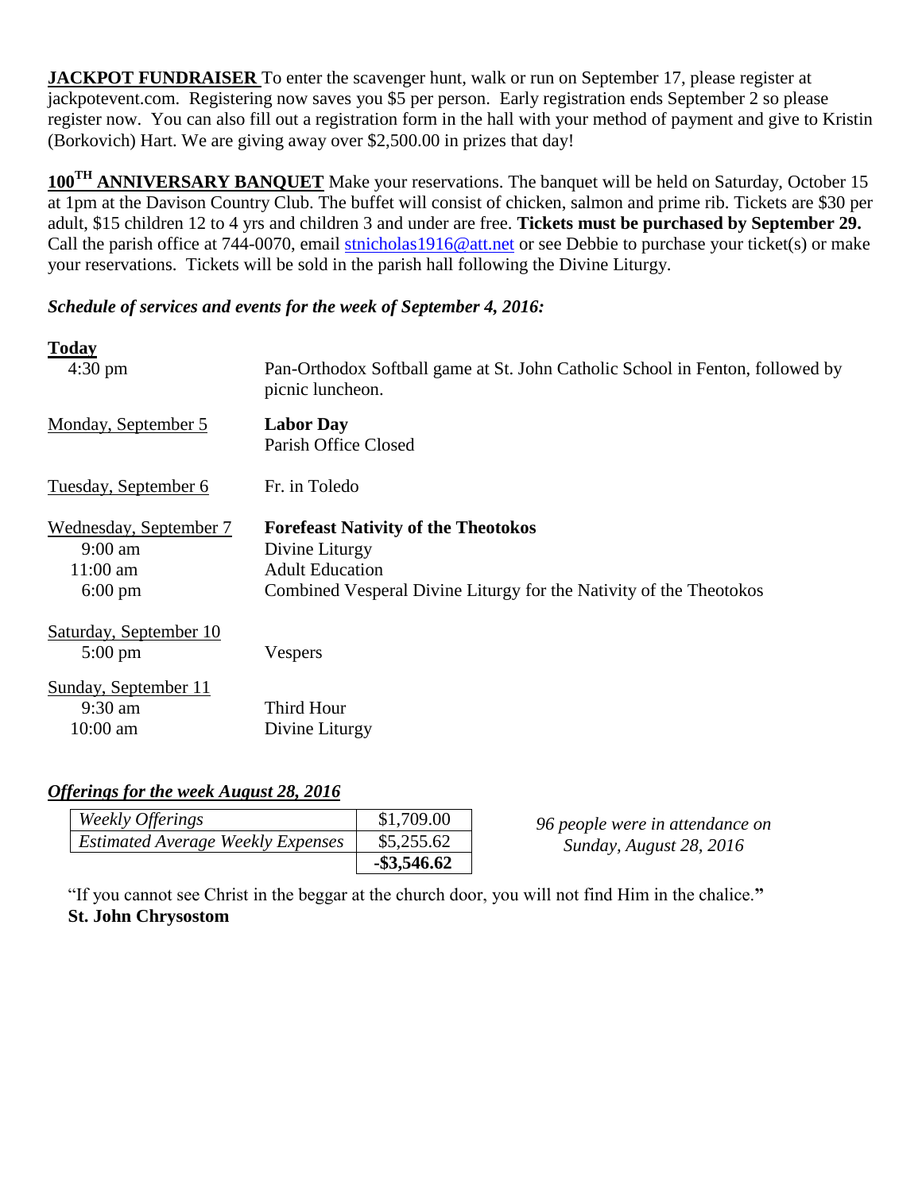**JACKPOT FUNDRAISER** To enter the scavenger hunt, walk or run on September 17, please register at jackpotevent.com. Registering now saves you $5 per person. Early registration ends September 2 so please register now. You can also fill out a registration form in the hall with your method of payment and give to Kristin (Borkovich) Hart. We are giving away over $2,500.00 in prizes that day!

**100TH ANNIVERSARY BANQUET** Make your reservations. The banquet will be held on Saturday, October 15 at 1pm at the Davison Country Club. The buffet will consist of chicken, salmon and prime rib. Tickets are $30 per adult, $15 children 12 to 4 yrs and children 3 and under are free. **Tickets must be purchased by September 29.** Call the parish office at 744-0070, email stnicholas1916@att.net or see Debbie to purchase your ticket(s) or make your reservations. Tickets will be sold in the parish hall following the Divine Liturgy.

***Schedule of services and events for the week of September 4, 2016:***

**Today**
4:30 pm — Pan-Orthodox Softball game at St. John Catholic School in Fenton, followed by picnic luncheon.

Monday, September 5 — **Labor Day**
Parish Office Closed

Tuesday, September 6 — Fr. in Toledo

Wednesday, September 7 — **Forefeast Nativity of the Theotokos**
9:00 am — Divine Liturgy
11:00 am — Adult Education
6:00 pm — Combined Vesperal Divine Liturgy for the Nativity of the Theotokos

Saturday, September 10
5:00 pm — Vespers

Sunday, September 11
9:30 am — Third Hour
10:00 am — Divine Liturgy

***Offerings for the week August 28, 2016***

| | |
|---|---|
| *Weekly Offerings* | $1,709.00 |
| *Estimated Average Weekly Expenses* | $5,255.62 |
| | **-$3,546.62** |

*96 people were in attendance on Sunday, August 28, 2016*

"If you cannot see Christ in the beggar at the church door, you will not find Him in the chalice."
**St. John Chrysostom**